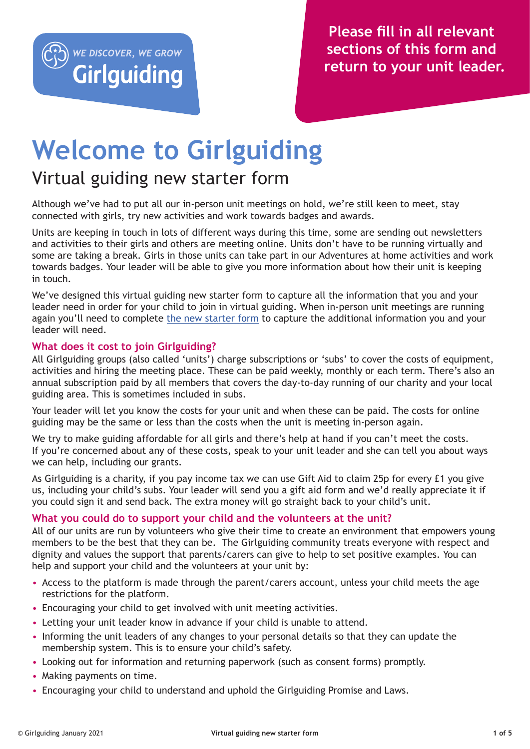WE DISCOVER, WE GROW
Girlguiding

**Please fill in all relevant sections of this form and return to your unit leader.**

# Welcome to Girlguiding

## Virtual guiding new starter form

Although we've had to put all our in-person unit meetings on hold, we're still keen to meet, stay connected with girls, try new activities and work towards badges and awards.

Units are keeping in touch in lots of different ways during this time, some are sending out newsletters and activities to their girls and others are meeting online. Units don't have to be running virtually and some are taking a break. Girls in those units can take part in our Adventures at home activities and work towards badges. Your leader will be able to give you more information about how their unit is keeping in touch.

We've designed this virtual guiding new starter form to capture all the information that you and your leader need in order for your child to join in virtual guiding. When in-person unit meetings are running again you'll need to complete the new starter form to capture the additional information you and your leader will need.

### What does it cost to join Girlguiding?

All Girlguiding groups (also called 'units') charge subscriptions or 'subs' to cover the costs of equipment, activities and hiring the meeting place. These can be paid weekly, monthly or each term. There's also an annual subscription paid by all members that covers the day-to-day running of our charity and your local guiding area. This is sometimes included in subs.

Your leader will let you know the costs for your unit and when these can be paid. The costs for online guiding may be the same or less than the costs when the unit is meeting in-person again.

We try to make guiding affordable for all girls and there's help at hand if you can't meet the costs. If you're concerned about any of these costs, speak to your unit leader and she can tell you about ways we can help, including our grants.

As Girlguiding is a charity, if you pay income tax we can use Gift Aid to claim 25p for every £1 you give us, including your child's subs. Your leader will send you a gift aid form and we'd really appreciate it if you could sign it and send back. The extra money will go straight back to your child's unit.

### What you could do to support your child and the volunteers at the unit?

All of our units are run by volunteers who give their time to create an environment that empowers young members to be the best that they can be. The Girlguiding community treats everyone with respect and dignity and values the support that parents/carers can give to help to set positive examples. You can help and support your child and the volunteers at your unit by:

- Access to the platform is made through the parent/carers account, unless your child meets the age restrictions for the platform.
- Encouraging your child to get involved with unit meeting activities.
- Letting your unit leader know in advance if your child is unable to attend.
- Informing the unit leaders of any changes to your personal details so that they can update the membership system. This is to ensure your child's safety.
- Looking out for information and returning paperwork (such as consent forms) promptly.
- Making payments on time.
- Encouraging your child to understand and uphold the Girlguiding Promise and Laws.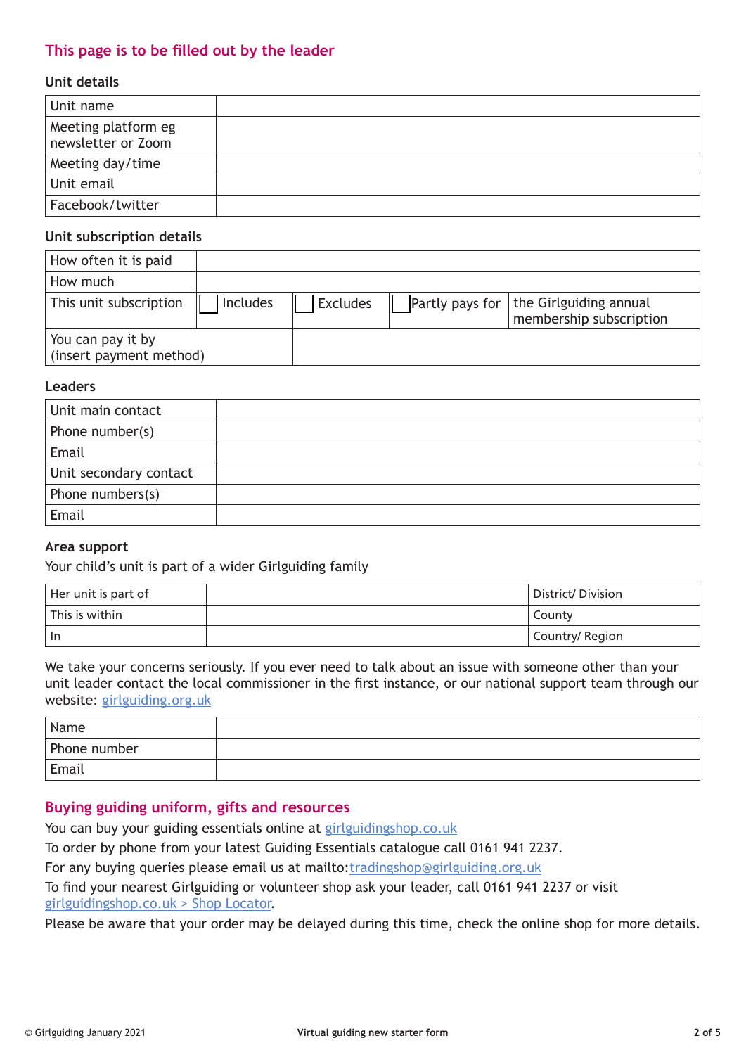## This page is to be filled out by the leader

### Unit details

| Unit name | |
|---|---|
| Meeting platform eg newsletter or Zoom | |
| Meeting day/time | |
| Unit email | |
| Facebook/twitter | |

### Unit subscription details

| How often it is paid | | | | |
|---|---|---|---|---|
| How much | | | | |
| This unit subscription | ☐ Includes | ☐ Excludes | ☐ Partly pays for | the Girlguiding annual membership subscription |
| You can pay it by (insert payment method) | | | | |

### Leaders

| Unit main contact | |
|---|---|
| Phone number(s) | |
| Email | |
| Unit secondary contact | |
| Phone numbers(s) | |
| Email | |

### Area support

Your child's unit is part of a wider Girlguiding family

| Her unit is part of | | District/ Division |
|---|---|---|
| This is within | | County |
| In | | Country/ Region |

We take your concerns seriously. If you ever need to talk about an issue with someone other than your unit leader contact the local commissioner in the first instance, or our national support team through our website: girlguiding.org.uk

| Name | |
|---|---|
| Phone number | |
| Email | |

## Buying guiding uniform, gifts and resources

You can buy your guiding essentials online at girlguidingshop.co.uk

To order by phone from your latest Guiding Essentials catalogue call 0161 941 2237.

For any buying queries please email us at mailto:tradingshop@girlguiding.org.uk

To find your nearest Girlguiding or volunteer shop ask your leader, call 0161 941 2237 or visit girlguidingshop.co.uk > Shop Locator.

Please be aware that your order may be delayed during this time, check the online shop for more details.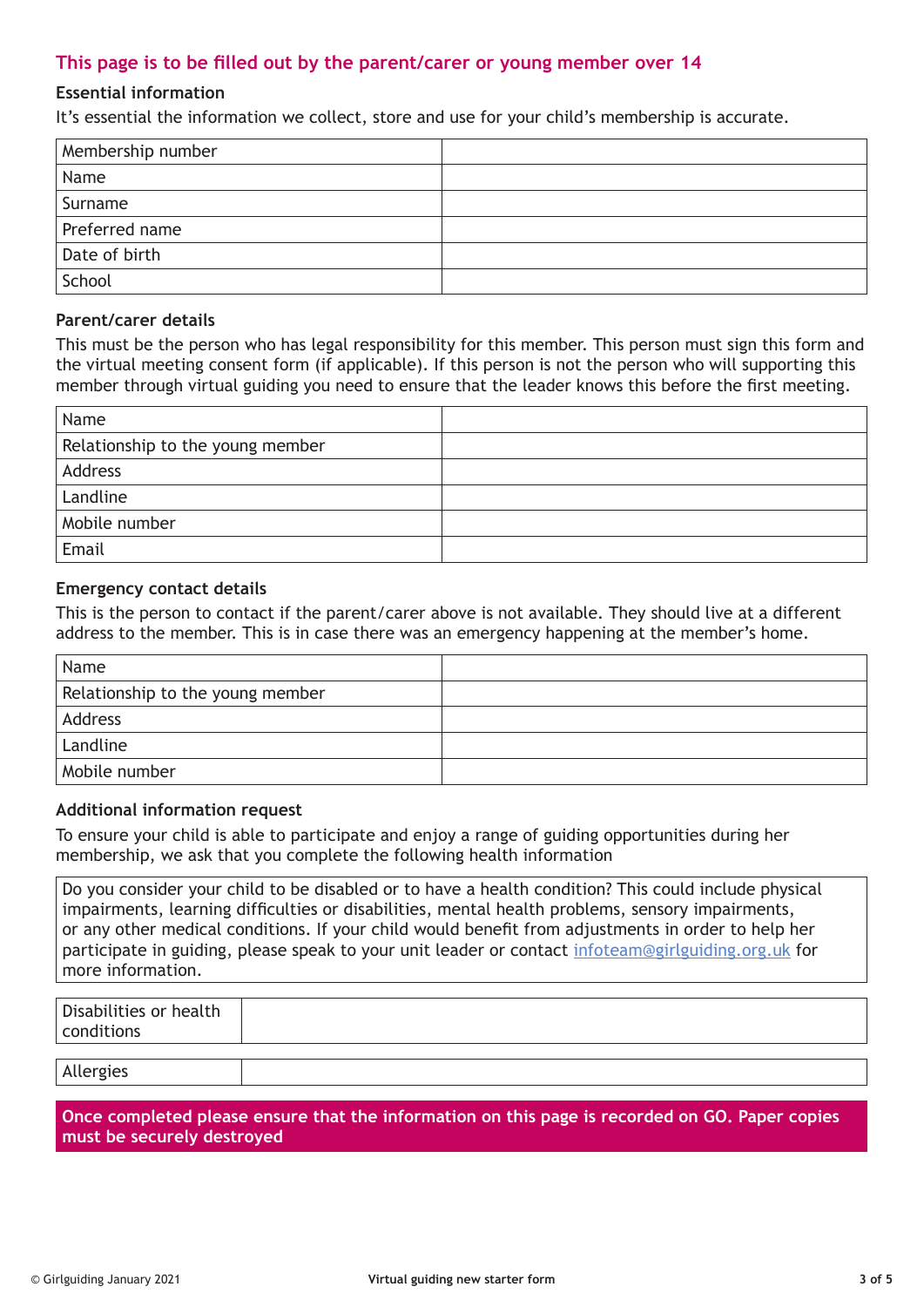## This page is to be filled out by the parent/carer or young member over 14

### Essential information

It's essential the information we collect, store and use for your child's membership is accurate.

| Membership number | |
|---|---|
| Name | |
| Surname | |
| Preferred name | |
| Date of birth | |
| School | |

### Parent/carer details

This must be the person who has legal responsibility for this member. This person must sign this form and the virtual meeting consent form (if applicable). If this person is not the person who will supporting this member through virtual guiding you need to ensure that the leader knows this before the first meeting.

| Name | |
|---|---|
| Relationship to the young member | |
| Address | |
| Landline | |
| Mobile number | |
| Email | |

### Emergency contact details

This is the person to contact if the parent/carer above is not available. They should live at a different address to the member. This is in case there was an emergency happening at the member's home.

| Name | |
|---|---|
| Relationship to the young member | |
| Address | |
| Landline | |
| Mobile number | |

### Additional information request

To ensure your child is able to participate and enjoy a range of guiding opportunities during her membership, we ask that you complete the following health information

Do you consider your child to be disabled or to have a health condition? This could include physical impairments, learning difficulties or disabilities, mental health problems, sensory impairments, or any other medical conditions. If your child would benefit from adjustments in order to help her participate in guiding, please speak to your unit leader or contact infoteam@girlguiding.org.uk for more information.

| Disabilities or health conditions | |
|---|---|

| Allergies | |
|---|---|

**Once completed please ensure that the information on this page is recorded on GO. Paper copies must be securely destroyed**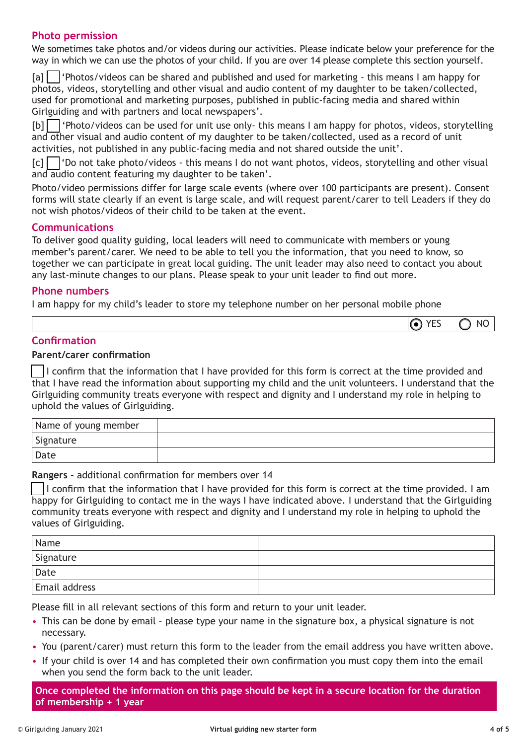## Photo permission

We sometimes take photos and/or videos during our activities. Please indicate below your preference for the way in which we can use the photos of your child. If you are over 14 please complete this section yourself.

[a] ☐ 'Photos/videos can be shared and published and used for marketing - this means I am happy for photos, videos, storytelling and other visual and audio content of my daughter to be taken/collected, used for promotional and marketing purposes, published in public-facing media and shared within Girlguiding and with partners and local newspapers'.

[b] ☐ 'Photo/videos can be used for unit use only- this means I am happy for photos, videos, storytelling and other visual and audio content of my daughter to be taken/collected, used as a record of unit activities, not published in any public-facing media and not shared outside the unit'.

[c] ☐ 'Do not take photo/videos - this means I do not want photos, videos, storytelling and other visual and audio content featuring my daughter to be taken'.

Photo/video permissions differ for large scale events (where over 100 participants are present). Consent forms will state clearly if an event is large scale, and will request parent/carer to tell Leaders if they do not wish photos/videos of their child to be taken at the event.

## Communications

To deliver good quality guiding, local leaders will need to communicate with members or young member's parent/carer. We need to be able to tell you the information, that you need to know, so together we can participate in great local guiding. The unit leader may also need to contact you about any last-minute changes to our plans. Please speak to your unit leader to find out more.

## Phone numbers

I am happy for my child's leader to store my telephone number on her personal mobile phone

| | (●) YES ( ) NO |
|---|---|

## Confirmation

### Parent/carer confirmation

☐ I confirm that the information that I have provided for this form is correct at the time provided and that I have read the information about supporting my child and the unit volunteers. I understand that the Girlguiding community treats everyone with respect and dignity and I understand my role in helping to uphold the values of Girlguiding.

| Name of young member | |
|---|---|
| Signature | |
| Date | |

**Rangers -** additional confirmation for members over 14

☐ I confirm that the information that I have provided for this form is correct at the time provided. I am happy for Girlguiding to contact me in the ways I have indicated above. I understand that the Girlguiding community treats everyone with respect and dignity and I understand my role in helping to uphold the values of Girlguiding.

| Name | |
|---|---|
| Signature | |
| Date | |
| Email address | |

Please fill in all relevant sections of this form and return to your unit leader.

- This can be done by email – please type your name in the signature box, a physical signature is not necessary.
- You (parent/carer) must return this form to the leader from the email address you have written above.
- If your child is over 14 and has completed their own confirmation you must copy them into the email when you send the form back to the unit leader.

**Once completed the information on this page should be kept in a secure location for the duration of membership + 1 year**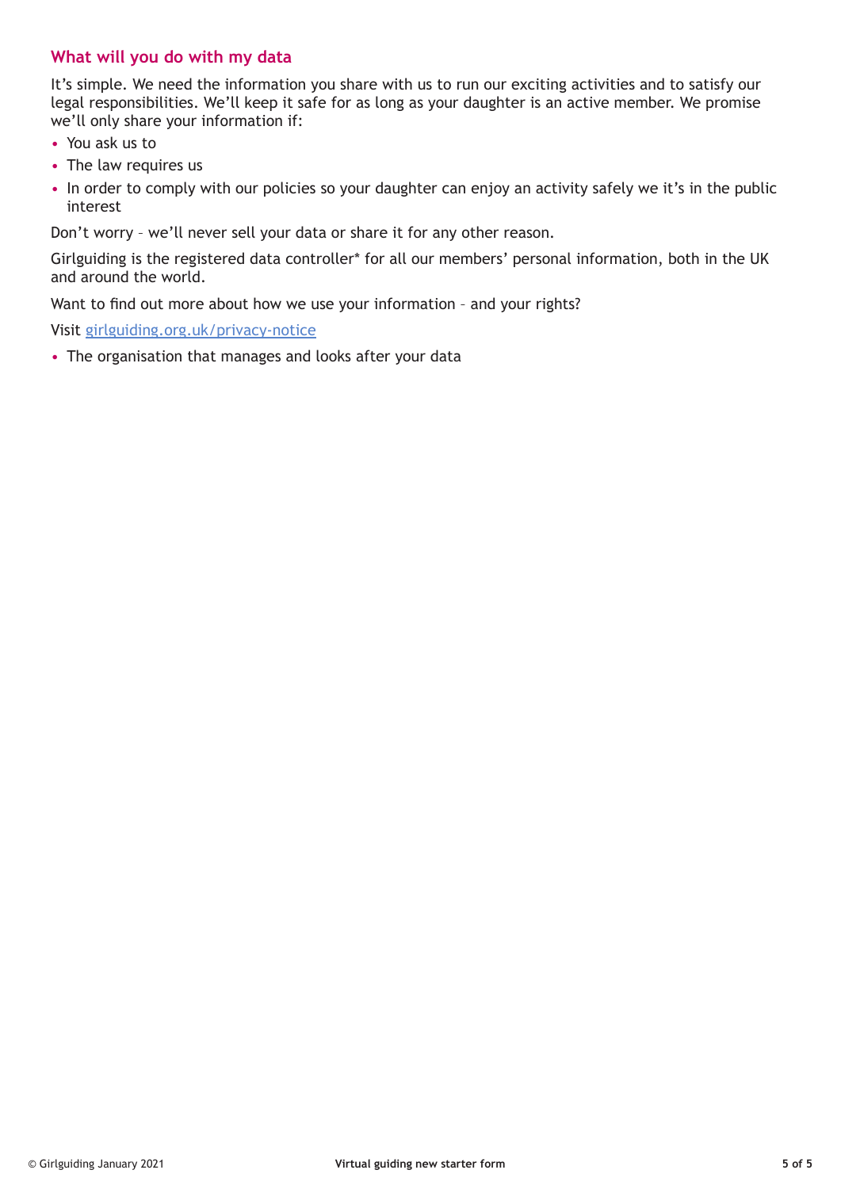## What will you do with my data

It's simple. We need the information you share with us to run our exciting activities and to satisfy our legal responsibilities. We'll keep it safe for as long as your daughter is an active member. We promise we'll only share your information if:

- You ask us to
- The law requires us
- In order to comply with our policies so your daughter can enjoy an activity safely we it's in the public interest

Don't worry – we'll never sell your data or share it for any other reason.

Girlguiding is the registered data controller* for all our members' personal information, both in the UK and around the world.

Want to find out more about how we use your information – and your rights?

Visit [girlguiding.org.uk/privacy-notice](https://girlguiding.org.uk/privacy-notice)

- The organisation that manages and looks after your data